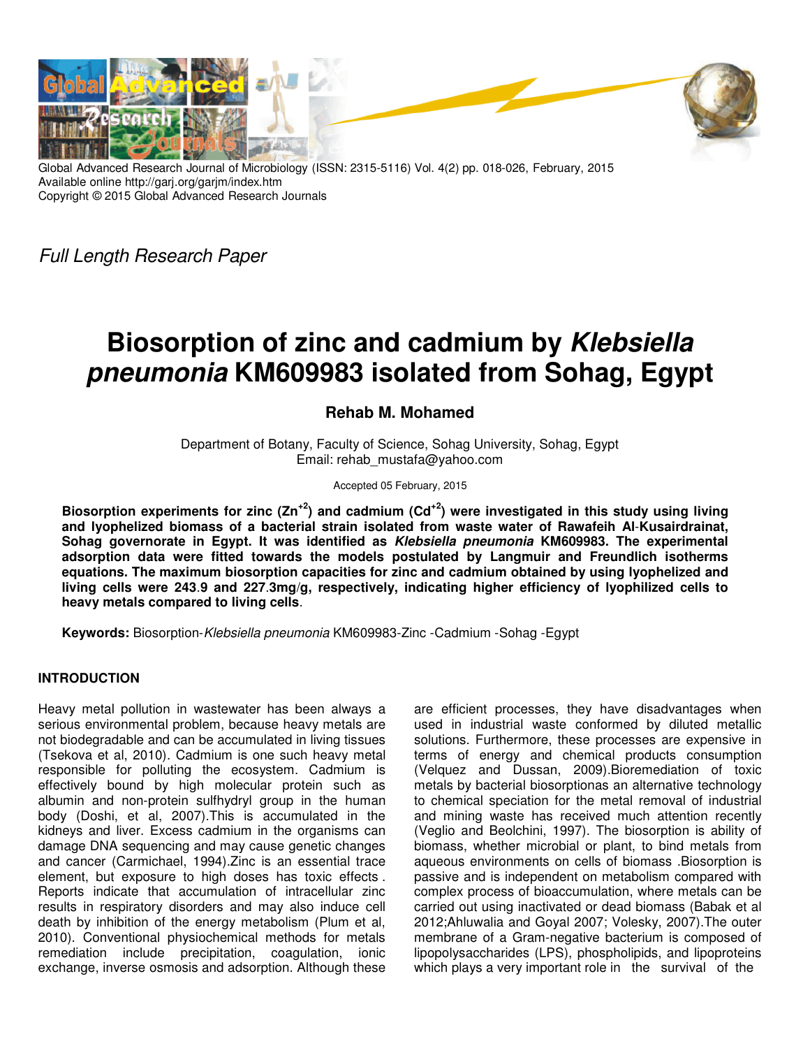Full Length Research Paper

# Biosorption of zinc and cadmium by *Klebsiella pneumonia* KM609983 isolated from Sohag, Egypt

## Rehab M. Mohamed

Department of Botany, Faculty of Science, Sohag University, Sohag, Egypt
Email: rehab_mustafa@yahoo.com

Accepted 05 February, 2015

**Biosorption experiments for zinc ($Zn^{+2}$) and cadmium ($Cd^{+2}$) were investigated in this study using living and lyophelized biomass of a bacterial strain isolated from waste water of Rawafeih Al-Kusairdrainat, Sohag governorate in Egypt. It was identified as *Klebsiella pneumonia* KM609983. The experimental adsorption data were fitted towards the models postulated by Langmuir and Freundlich isotherms equations. The maximum biosorption capacities for zinc and cadmium obtained by using lyophelized and living cells were 243.9 and 227.3mg/g, respectively, indicating higher efficiency of lyophilized cells to heavy metals compared to living cells**.

**Keywords:** Biosorption-*Klebsiella pneumonia* KM609983-Zinc -Cadmium -Sohag -Egypt

## INTRODUCTION

Heavy metal pollution in wastewater has been always a serious environmental problem, because heavy metals are not biodegradable and can be accumulated in living tissues (Tsekova et al, 2010). Cadmium is one such heavy metal responsible for polluting the ecosystem. Cadmium is effectively bound by high molecular protein such as albumin and non-protein sulfhydryl group in the human body (Doshi, et al, 2007).This is accumulated in the kidneys and liver. Excess cadmium in the organisms can damage DNA sequencing and may cause genetic changes and cancer (Carmichael, 1994).Zinc is an essential trace element, but exposure to high doses has toxic effects . Reports indicate that accumulation of intracellular zinc results in respiratory disorders and may also induce cell death by inhibition of the energy metabolism (Plum et al, 2010). Conventional physiochemical methods for metals remediation include precipitation, coagulation, ionic exchange, inverse osmosis and adsorption. Although these are efficient processes, they have disadvantages when used in industrial waste conformed by diluted metallic solutions. Furthermore, these processes are expensive in terms of energy and chemical products consumption (Velquez and Dussan, 2009).Bioremediation of toxic metals by bacterial biosorptionas an alternative technology to chemical speciation for the metal removal of industrial and mining waste has received much attention recently (Veglio and Beolchini, 1997). The biosorption is ability of biomass, whether microbial or plant, to bind metals from aqueous environments on cells of biomass .Biosorption is passive and is independent on metabolism compared with complex process of bioaccumulation, where metals can be carried out using inactivated or dead biomass (Babak et al 2012;Ahluwalia and Goyal 2007; Volesky, 2007).The outer membrane of a Gram-negative bacterium is composed of lipopolysaccharides (LPS), phospholipids, and lipoproteins which plays a very important role in the survival of the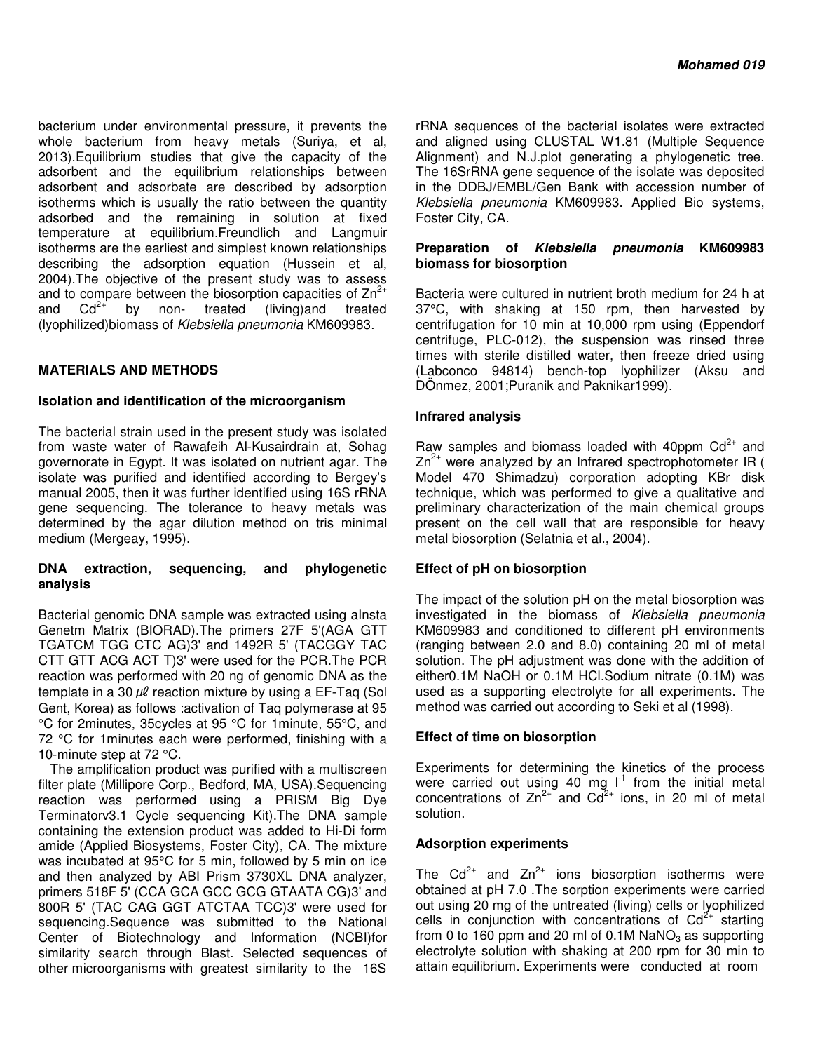bacterium under environmental pressure, it prevents the whole bacterium from heavy metals (Suriya, et al, 2013).Equilibrium studies that give the capacity of the adsorbent and the equilibrium relationships between adsorbent and adsorbate are described by adsorption isotherms which is usually the ratio between the quantity adsorbed and the remaining in solution at fixed temperature at equilibrium.Freundlich and Langmuir isotherms are the earliest and simplest known relationships describing the adsorption equation (Hussein et al, 2004).The objective of the present study was to assess and to compare between the biosorption capacities of $Zn^{2+}$ and $Cd^{2+}$ by non- treated (living)and treated (lyophilized)biomass of *Klebsiella pneumonia* KM609983.

## MATERIALS AND METHODS

### Isolation and identification of the microorganism

The bacterial strain used in the present study was isolated from waste water of Rawafeih Al-Kusairdrain at, Sohag governorate in Egypt. It was isolated on nutrient agar. The isolate was purified and identified according to Bergey's manual 2005, then it was further identified using 16S rRNA gene sequencing. The tolerance to heavy metals was determined by the agar dilution method on tris minimal medium (Mergeay, 1995).

### DNA extraction, sequencing, and phylogenetic analysis

Bacterial genomic DNA sample was extracted using aInsta Genetm Matrix (BIORAD).The primers 27F 5'(AGA GTT TGATCM TGG CTC AG)3' and 1492R 5' (TACGGY TAC CTT GTT ACG ACT T)3' were used for the PCR.The PCR reaction was performed with 20 ng of genomic DNA as the template in a 30 $\mu\ell$ reaction mixture by using a EF-Taq (Sol Gent, Korea) as follows :activation of Taq polymerase at 95 °C for 2minutes, 35cycles at 95 °C for 1minute, 55°C, and 72 °C for 1minutes each were performed, finishing with a 10-minute step at 72 °C.

The amplification product was purified with a multiscreen filter plate (Millipore Corp., Bedford, MA, USA).Sequencing reaction was performed using a PRISM Big Dye Terminatorv3.1 Cycle sequencing Kit).The DNA sample containing the extension product was added to Hi-Di form amide (Applied Biosystems, Foster City), CA. The mixture was incubated at 95°C for 5 min, followed by 5 min on ice and then analyzed by ABI Prism 3730XL DNA analyzer, primers 518F 5' (CCA GCA GCC GCG GTAATA CG)3' and 800R 5' (TAC CAG GGT ATCTAA TCC)3' were used for sequencing.Sequence was submitted to the National Center of Biotechnology and Information (NCBI)for similarity search through Blast. Selected sequences of other microorganisms with greatest similarity to the 16S rRNA sequences of the bacterial isolates were extracted and aligned using CLUSTAL W1.81 (Multiple Sequence Alignment) and N.J.plot generating a phylogenetic tree. The 16SrRNA gene sequence of the isolate was deposited in the DDBJ/EMBL/Gen Bank with accession number of *Klebsiella pneumonia* KM609983. Applied Bio systems, Foster City, CA.

### Preparation of *Klebsiella pneumonia* KM609983 biomass for biosorption

Bacteria were cultured in nutrient broth medium for 24 h at 37°C, with shaking at 150 rpm, then harvested by centrifugation for 10 min at 10,000 rpm using (Eppendorf centrifuge, PLC-012), the suspension was rinsed three times with sterile distilled water, then freeze dried using (Labconco 94814) bench-top lyophilizer (Aksu and DÖnmez, 2001;Puranik and Paknikar1999).

### Infrared analysis

Raw samples and biomass loaded with 40ppm $Cd^{2+}$ and $Zn^{2+}$ were analyzed by an Infrared spectrophotometer IR ( Model 470 Shimadzu) corporation adopting KBr disk technique, which was performed to give a qualitative and preliminary characterization of the main chemical groups present on the cell wall that are responsible for heavy metal biosorption (Selatnia et al., 2004).

### Effect of pH on biosorption

The impact of the solution pH on the metal biosorption was investigated in the biomass of *Klebsiella pneumonia* KM609983 and conditioned to different pH environments (ranging between 2.0 and 8.0) containing 20 ml of metal solution. The pH adjustment was done with the addition of either0.1M NaOH or 0.1M HCl.Sodium nitrate (0.1M) was used as a supporting electrolyte for all experiments. The method was carried out according to Seki et al (1998).

### Effect of time on biosorption

Experiments for determining the kinetics of the process were carried out using 40 mg $l^{-1}$ from the initial metal concentrations of $Zn^{2+}$ and $Cd^{2+}$ ions, in 20 ml of metal solution.

### Adsorption experiments

The $Cd^{2+}$ and $Zn^{2+}$ ions biosorption isotherms were obtained at pH 7.0 .The sorption experiments were carried out using 20 mg of the untreated (living) cells or lyophilized cells in conjunction with concentrations of $Cd^{2+}$ starting from 0 to 160 ppm and 20 ml of 0.1M $NaNO_3$ as supporting electrolyte solution with shaking at 200 rpm for 30 min to attain equilibrium. Experiments were conducted at room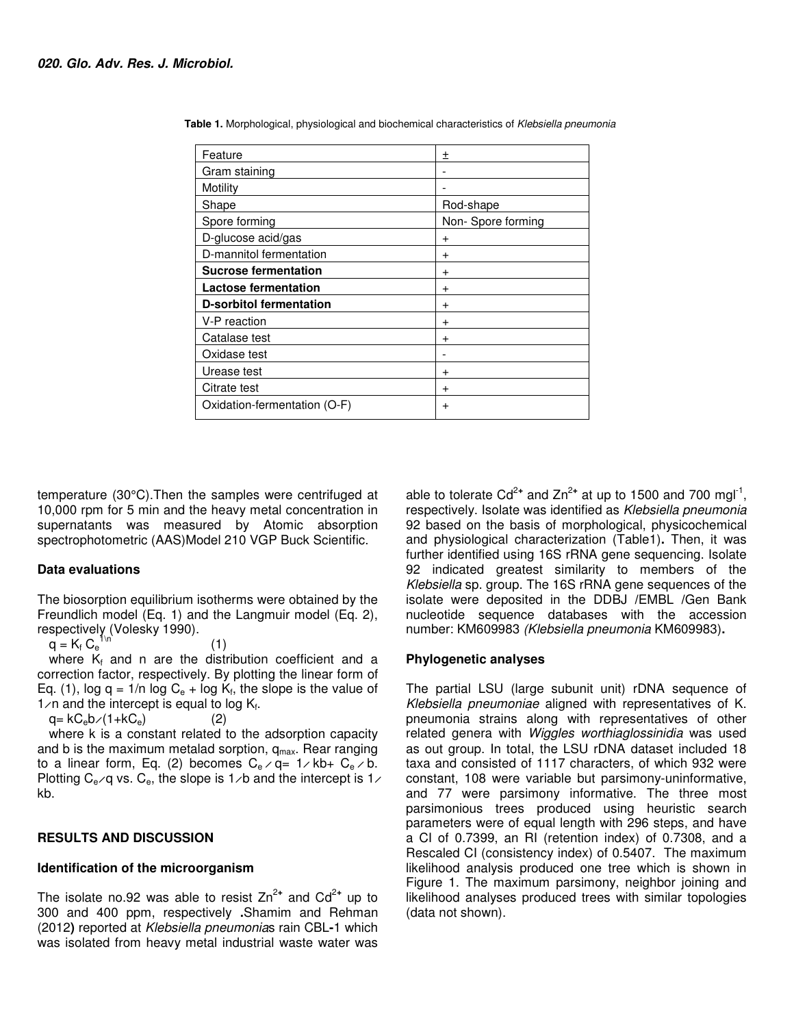**Table 1.** Morphological, physiological and biochemical characteristics of *Klebsiella pneumonia*

| Feature | ± |
|---|---|
| Gram staining | - |
| Motility | - |
| Shape | Rod-shape |
| Spore forming | Non- Spore forming |
| D-glucose acid/gas | + |
| D-mannitol fermentation | + |
| **Sucrose fermentation** | + |
| **Lactose fermentation** | + |
| **D-sorbitol fermentation** | + |
| V-P reaction | + |
| Catalase test | + |
| Oxidase test | - |
| Urease test | + |
| Citrate test | + |
| Oxidation-fermentation (O-F) | + |

temperature (30°C).Then the samples were centrifuged at 10,000 rpm for 5 min and the heavy metal concentration in supernatants was measured by Atomic absorption spectrophotometric (AAS)Model 210 VGP Buck Scientific.

## Data evaluations

The biosorption equilibrium isotherms were obtained by the Freundlich model (Eq. 1) and the Langmuir model (Eq. 2), respectively (Volesky 1990).

$$q = K_f C_e^{1\backslash n} \quad (1)$$

where $K_f$ and n are the distribution coefficient and a correction factor, respectively. By plotting the linear form of Eq. (1), $\log q = 1/n \log C_e + \log K_f$, the slope is the value of $1/n$ and the intercept is equal to $\log K_f$.

$$q = kC_e b/(1+kC_e) \quad (2)$$

where k is a constant related to the adsorption capacity and b is the maximum metalad sorption, $q_{max}$. Rear ranging to a linear form, Eq. (2) becomes $C_e/q = 1/kb + C_e/b$. Plotting $C_e/q$ vs. $C_e$, the slope is $1/b$ and the intercept is $1/kb$.

## RESULTS AND DISCUSSION

### Identification of the microorganism

The isolate no.92 was able to resist $Zn^{2+}$ and $Cd^{2+}$ up to 300 and 400 ppm, respectively **.**Shamim and Rehman (2012**)** reported at *Klebsiella pneumonia*s rain CBL**-**1 which was isolated from heavy metal industrial waste water was able to tolerate $Cd^{2+}$ and $Zn^{2+}$ at up to 1500 and 700 $mgl^{-1}$, respectively. Isolate was identified as *Klebsiella pneumonia* 92 based on the basis of morphological, physicochemical and physiological characterization (Table1)**.** Then, it was further identified using 16S rRNA gene sequencing. Isolate 92 indicated greatest similarity to members of the *Klebsiella* sp. group. The 16S rRNA gene sequences of the isolate were deposited in the DDBJ /EMBL /Gen Bank nucleotide sequence databases with the accession number: KM609983 *(Klebsiella pneumonia* KM609983)**.**

### Phylogenetic analyses

The partial LSU (large subunit unit) rDNA sequence of *Klebsiella pneumoniae* aligned with representatives of K. pneumonia strains along with representatives of other related genera with *Wiggles worthiaglossinidia* was used as out group. In total, the LSU rDNA dataset included 18 taxa and consisted of 1117 characters, of which 932 were constant, 108 were variable but parsimony-uninformative, and 77 were parsimony informative. The three most parsimonious trees produced using heuristic search parameters were of equal length with 296 steps, and have a CI of 0.7399, an RI (retention index) of 0.7308, and a Rescaled CI (consistency index) of 0.5407. The maximum likelihood analysis produced one tree which is shown in Figure 1. The maximum parsimony, neighbor joining and likelihood analyses produced trees with similar topologies (data not shown).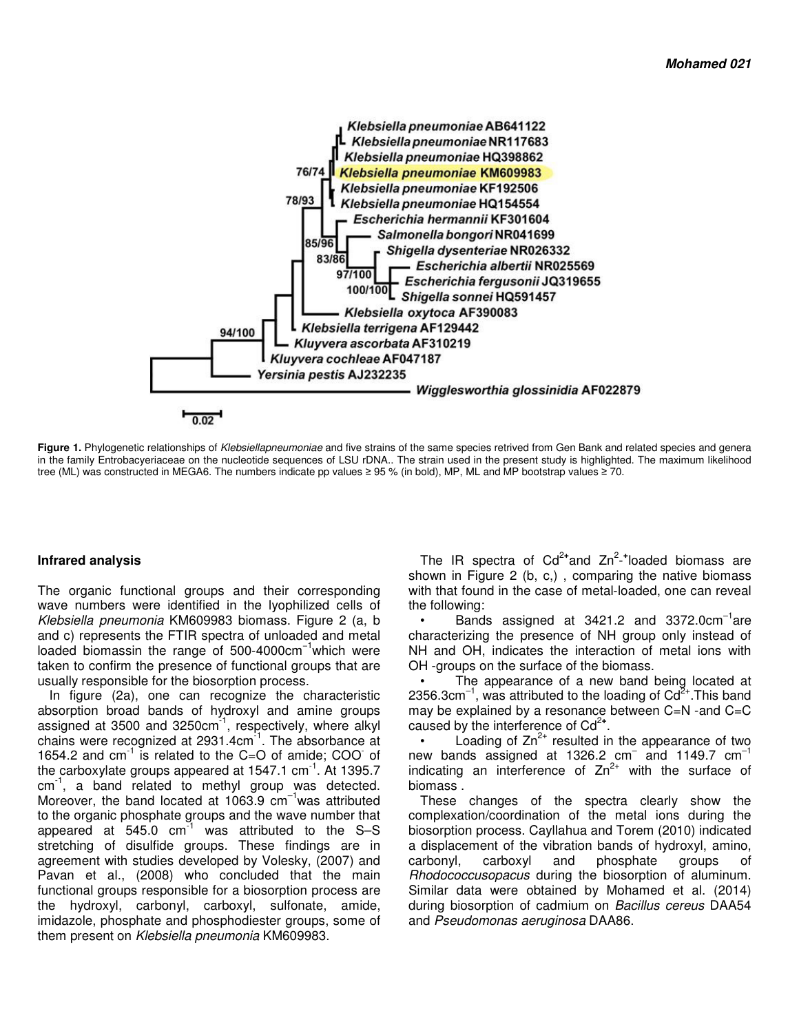**Figure 1.** Phylogenetic relationships of *Klebsiellapneumoniae* and five strains of the same species retrived from Gen Bank and related species and genera in the family Entrobacyeriaceae on the nucleotide sequences of LSU rDNA.. The strain used in the present study is highlighted. The maximum likelihood tree (ML) was constructed in MEGA6. The numbers indicate pp values ≥ 95 % (in bold), MP, ML and MP bootstrap values ≥ 70.

### Infrared analysis

The organic functional groups and their corresponding wave numbers were identified in the lyophilized cells of *Klebsiella pneumonia* KM609983 biomass. Figure 2 (a, b and c) represents the FTIR spectra of unloaded and metal loaded biomassin the range of 500-4000cm$^{-1}$which were taken to confirm the presence of functional groups that are usually responsible for the biosorption process.

In figure (2a), one can recognize the characteristic absorption broad bands of hydroxyl and amine groups assigned at 3500 and 3250cm$^{-1}$, respectively, where alkyl chains were recognized at 2931.4cm$^{-1}$. The absorbance at 1654.2 and cm$^{-1}$ is related to the C=O of amide; $COO^{-}$ of the carboxylate groups appeared at 1547.1 cm$^{-1}$. At 1395.7 cm$^{-1}$, a band related to methyl group was detected. Moreover, the band located at 1063.9 cm$^{-1}$was attributed to the organic phosphate groups and the wave number that appeared at 545.0 cm$^{-1}$ was attributed to the S–S stretching of disulfide groups. These findings are in agreement with studies developed by Volesky, (2007) and Pavan et al., (2008) who concluded that the main functional groups responsible for a biosorption process are the hydroxyl, carbonyl, carboxyl, sulfonate, amide, imidazole, phosphate and phosphodiester groups, some of them present on *Klebsiella pneumonia* KM609983.

The IR spectra of $Cd^{2+}$and $Zn^{2+}$-loaded biomass are shown in Figure 2 (b, c,) , comparing the native biomass with that found in the case of metal-loaded, one can reveal the following:

- Bands assigned at 3421.2 and 3372.0cm$^{-1}$are characterizing the presence of NH group only instead of NH and OH, indicates the interaction of metal ions with OH -groups on the surface of the biomass.
- The appearance of a new band being located at 2356.3cm$^{-1}$, was attributed to the loading of $Cd^{2+}$.This band may be explained by a resonance between C=N -and C=C caused by the interference of $Cd^{2+}$.
- Loading of $Zn^{2+}$ resulted in the appearance of two new bands assigned at 1326.2 cm$^{-}$ and 1149.7 cm$^{-1}$ indicating an interference of $Zn^{2+}$ with the surface of biomass .

These changes of the spectra clearly show the complexation/coordination of the metal ions during the biosorption process. Cayllahua and Torem (2010) indicated a displacement of the vibration bands of hydroxyl, amino, carbonyl, carboxyl and phosphate groups of *Rhodococcusopacus* during the biosorption of aluminum. Similar data were obtained by Mohamed et al. (2014) during biosorption of cadmium on *Bacillus cereus* DAA54 and *Pseudomonas aeruginosa* DAA86.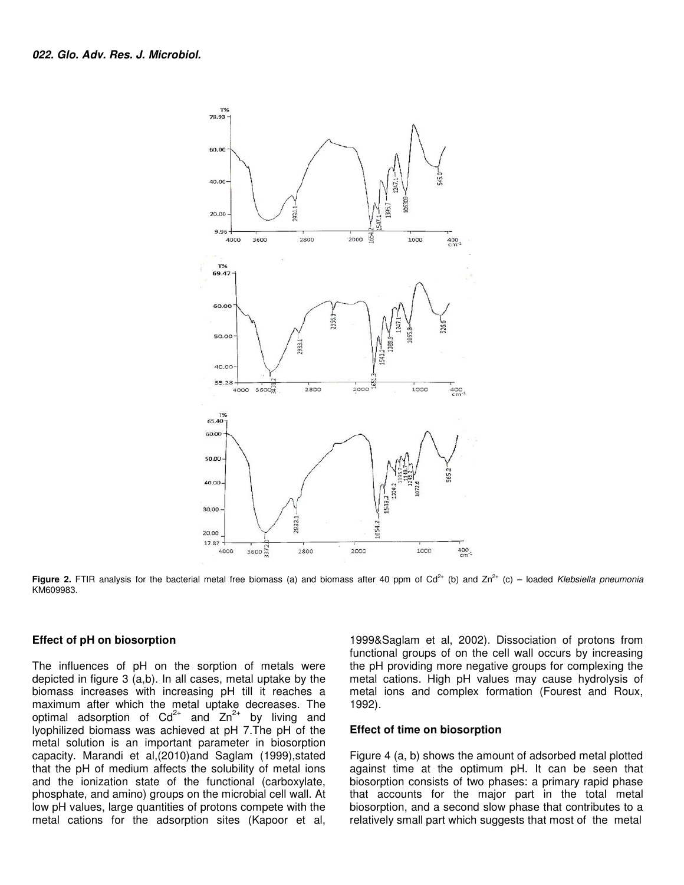**Figure 2.** FTIR analysis for the bacterial metal free biomass (a) and biomass after 40 ppm of $Cd^{2+}$ (b) and $Zn^{2+}$ (c) – loaded *Klebsiella pneumonia* KM609983.

### Effect of pH on biosorption

The influences of pH on the sorption of metals were depicted in figure 3 (a,b). In all cases, metal uptake by the biomass increases with increasing pH till it reaches a maximum after which the metal uptake decreases. The optimal adsorption of $Cd^{2+}$ and $Zn^{2+}$ by living and lyophilized biomass was achieved at pH 7.The pH of the metal solution is an important parameter in biosorption capacity. Marandi et al,(2010)and Saglam (1999),stated that the pH of medium affects the solubility of metal ions and the ionization state of the functional (carboxylate, phosphate, and amino) groups on the microbial cell wall. At low pH values, large quantities of protons compete with the metal cations for the adsorption sites (Kapoor et al, 1999&Saglam et al, 2002). Dissociation of protons from functional groups of on the cell wall occurs by increasing the pH providing more negative groups for complexing the metal cations. High pH values may cause hydrolysis of metal ions and complex formation (Fourest and Roux, 1992).

### Effect of time on biosorption

Figure 4 (a, b) shows the amount of adsorbed metal plotted against time at the optimum pH. It can be seen that biosorption consists of two phases: a primary rapid phase that accounts for the major part in the total metal biosorption, and a second slow phase that contributes to a relatively small part which suggests that most of the metal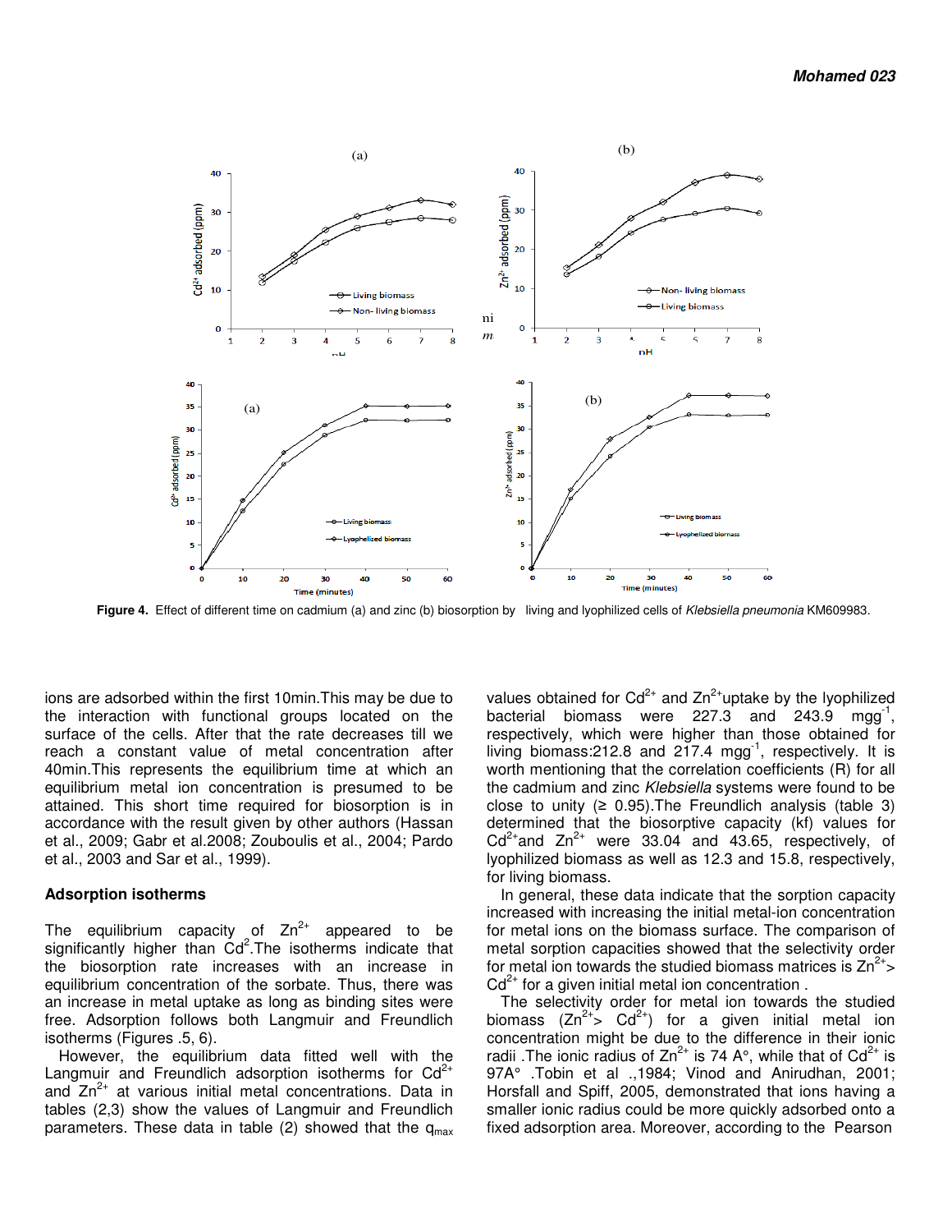**Figure 4.** Effect of different time on cadmium (a) and zinc (b) biosorption by living and lyophilized cells of *Klebsiella pneumonia* KM609983.

ions are adsorbed within the first 10min.This may be due to the interaction with functional groups located on the surface of the cells. After that the rate decreases till we reach a constant value of metal concentration after 40min.This represents the equilibrium time at which an equilibrium metal ion concentration is presumed to be attained. This short time required for biosorption is in accordance with the result given by other authors (Hassan et al., 2009; Gabr et al.2008; Zouboulis et al., 2004; Pardo et al., 2003 and Sar et al., 1999).

## Adsorption isotherms

The equilibrium capacity of $Zn^{2+}$ appeared to be significantly higher than $Cd^{2}$.The isotherms indicate that the biosorption rate increases with an increase in equilibrium concentration of the sorbate. Thus, there was an increase in metal uptake as long as binding sites were free. Adsorption follows both Langmuir and Freundlich isotherms (Figures .5, 6).

However, the equilibrium data fitted well with the Langmuir and Freundlich adsorption isotherms for $Cd^{2+}$ and $Zn^{2+}$ at various initial metal concentrations. Data in tables (2,3) show the values of Langmuir and Freundlich parameters. These data in table (2) showed that the $q_{max}$ values obtained for $Cd^{2+}$ and $Zn^{2+}$uptake by the lyophilized bacterial biomass were 227.3 and 243.9 $mgg^{-1}$, respectively, which were higher than those obtained for living biomass:212.8 and 217.4 $mgg^{-1}$, respectively. It is worth mentioning that the correlation coefficients (R) for all the cadmium and zinc *Klebsiella* systems were found to be close to unity (≥ 0.95).The Freundlich analysis (table 3) determined that the biosorptive capacity (kf) values for $Cd^{2+}$and $Zn^{2+}$ were 33.04 and 43.65, respectively, of lyophilized biomass as well as 12.3 and 15.8, respectively, for living biomass.

In general, these data indicate that the sorption capacity increased with increasing the initial metal-ion concentration for metal ions on the biomass surface. The comparison of metal sorption capacities showed that the selectivity order for metal ion towards the studied biomass matrices is $Zn^{2+}$> $Cd^{2+}$ for a given initial metal ion concentration .

The selectivity order for metal ion towards the studied biomass ($Zn^{2+}$> $Cd^{2+}$) for a given initial metal ion concentration might be due to the difference in their ionic radii .The ionic radius of $Zn^{2+}$ is 74 A°, while that of $Cd^{2+}$ is 97A° .Tobin et al .,1984; Vinod and Anirudhan, 2001; Horsfall and Spiff, 2005, demonstrated that ions having a smaller ionic radius could be more quickly adsorbed onto a fixed adsorption area. Moreover, according to the Pearson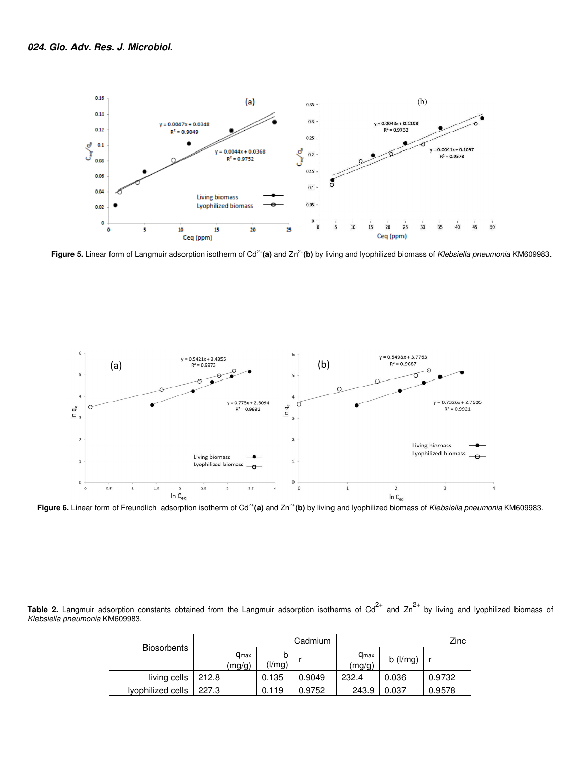**Figure 5.** Linear form of Langmuir adsorption isotherm of $Cd^{2+}$**(a)** and $Zn^{2+}$**(b)** by living and lyophilized biomass of *Klebsiella pneumonia* KM609983.

**Figure 6.** Linear form of Freundlich adsorption isotherm of $Cd^{2+}$**(a)** and $Zn^{2+}$**(b)** by living and lyophilized biomass of *Klebsiella pneumonia* KM609983.

**Table 2.** Langmuir adsorption constants obtained from the Langmuir adsorption isotherms of $Cd^{2+}$ and $Zn^{2+}$ by living and lyophilized biomass of *Klebsiella pneumonia* KM609983.

| Biosorbents | Cadmium | | | Zinc | | |
|---|---|---|---|---|---|---|
| | $q_{max}$ (mg/g) | b (l/mg) | r | $q_{max}$ (mg/g) | b (l/mg) | r |
| living cells | 212.8 | 0.135 | 0.9049 | 232.4 | 0.036 | 0.9732 |
| lyophilized cells | 227.3 | 0.119 | 0.9752 | 243.9 | 0.037 | 0.9578 |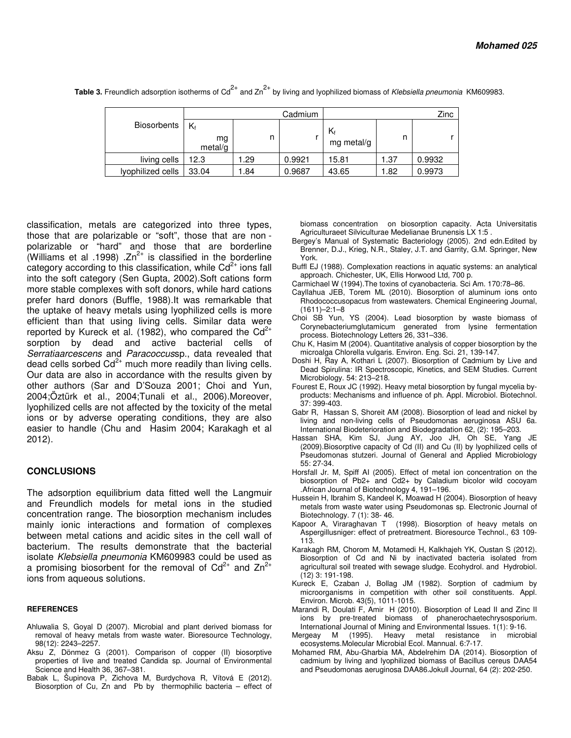**Table 3.** Freundlich adsorption isotherms of $Cd^{2+}$ and $Zn^{2+}$ by living and lyophilized biomass of *Klebsiella pneumonia* KM609983.

| Biosorbents | Cadmium | | | Zinc | | |
|---|---|---|---|---|---|---|
| | $K_f$ mg metal/g | n | r | $K_f$ mg metal/g | n | r |
| living cells | 12.3 | 1.29 | 0.9921 | 15.81 | 1.37 | 0.9932 |
| lyophilized cells | 33.04 | 1.84 | 0.9687 | 43.65 | 1.82 | 0.9973 |

classification, metals are categorized into three types, those that are polarizable or "soft", those that are non - polarizable or "hard" and those that are borderline (Williams et al .1998) .$Zn^{2+}$ is classified in the borderline category according to this classification, while $Cd^{2+}$ ions fall into the soft category (Sen Gupta, 2002).Soft cations form more stable complexes with soft donors, while hard cations prefer hard donors (Buffle, 1988).It was remarkable that the uptake of heavy metals using lyophilized cells is more efficient than that using living cells. Similar data were reported by Kureck et al. (1982), who compared the $Cd^{2+}$ sorption by dead and active bacterial cells of *Serratiaarcescens* and *Paracoccus*sp., data revealed that dead cells sorbed $Cd^{2+}$ much more readily than living cells. Our data are also in accordance with the results given by other authors (Sar and D'Souza 2001; Choi and Yun, 2004;Öztürk et al., 2004;Tunali et al., 2006).Moreover, lyophilized cells are not affected by the toxicity of the metal ions or by adverse operating conditions, they are also easier to handle (Chu and Hasim 2004; Karakagh et al 2012).

## CONCLUSIONS

The adsorption equilibrium data fitted well the Langmuir and Freundlich models for metal ions in the studied concentration range. The biosorption mechanism includes mainly ionic interactions and formation of complexes between metal cations and acidic sites in the cell wall of bacterium. The results demonstrate that the bacterial isolate *Klebsiella pneumonia* KM609983 could be used as a promising biosorbent for the removal of $Cd^{2+}$ and $Zn^{2+}$ ions from aqueous solutions.

### REFERENCES

Ahluwalia S, Goyal D (2007). Microbial and plant derived biomass for removal of heavy metals from waste water. Bioresource Technology, 98(12): 2243–2257.

Aksu Z, Dönmez G (2001). Comparison of copper (II) biosorptive properties of live and treated Candida sp. Journal of Environmental Science and Health 36, 367–381.

Babak L, Šupinova P, Zichova M, Burdychova R, Vítová E (2012). Biosorption of Cu, Zn and Pb by thermophilic bacteria – effect of biomass concentration on biosorption capacity. Acta Universitatis Agriculturaeet Silviculturae Medelianae Brunensis LX 1:5 .

Bergey's Manual of Systematic Bacteriology (2005). 2nd edn.Edited by Brenner, D.J., Krieg, N.R., Staley, J.T. and Garrity, G.M. Springer, New York.

Buffl EJ (1988). Complexation reactions in aquatic systems: an analytical approach. Chichester, UK, Ellis Horwood Ltd, 700 p.

Carmichael W (1994).The toxins of cyanobacteria. Sci Am. 170:78–86.

Cayllahua JEB, Torem ML (2010). Biosorption of aluminum ions onto Rhodococcusopacus from wastewaters. Chemical Engineering Journal, (1611)–2:1–8

Choi SB Yun, YS (2004). Lead biosorption by waste biomass of Corynebacteriumglutamicum generated from lysine fermentation process. Biotechnology Letters 26, 331–336.

Chu K, Hasim M (2004). Quantitative analysis of copper biosorption by the microalga Chlorella vulgaris. Environ. Eng. Sci. 21, 139-147.

Doshi H, Ray A, Kothari L (2007). Biosorption of Cadmium by Live and Dead Spirulina: IR Spectroscopic, Kinetics, and SEM Studies. Current Microbiology. 54: 213–218.

Fourest E, Roux JC (1992). Heavy metal biosorption by fungal mycelia by-products: Mechanisms and influence of ph. Appl. Microbiol. Biotechnol. 37: 399-403.

Gabr R, Hassan S, Shoreit AM (2008). Biosorption of lead and nickel by living and non-living cells of Pseudomonas aeruginosa ASU 6a. International Biodeterioration and Biodegradation 62, (2): 195–203.

Hassan SHA, Kim SJ, Jung AY, Joo JH, Oh SE, Yang JE (2009).Biosorptive capacity of Cd (II) and Cu (II) by lyophilized cells of Pseudomonas stutzeri. Journal of General and Applied Microbiology 55: 27-34.

Horsfall Jr. M, Spiff AI (2005). Effect of metal ion concentration on the biosorption of Pb2+ and Cd2+ by Caladium bicolor wild cocoyam .African Journal of Biotechnology 4, 191–196.

Hussein H, Ibrahim S, Kandeel K, Moawad H (2004). Biosorption of heavy metals from waste water using Pseudomonas sp. Electronic Journal of Biotechnology. 7 (1): 38- 46.

Kapoor A, Viraraghavan T (1998). Biosorption of heavy metals on Aspergillusniger: effect of pretreatment. Bioresource Technol., 63 109-113.

Karakagh RM, Chorom M, Motamedi H, Kalkhajeh YK, Oustan S (2012). Biosorption of Cd and Ni by inactivated bacteria isolated from agricultural soil treated with sewage sludge. Ecohydrol. and Hydrobiol. (12) 3: 191-198.

Kureck E, Czaban J, Bollag JM (1982). Sorption of cadmium by microorganisms in competition with other soil constituents. Appl. Environ. Microb. 43(5), 1011-1015.

Marandi R, Doulati F, Amir H (2010). Biosorption of Lead II and Zinc II ions by pre-treated biomass of phanerochaetechrysosporium. International Journal of Mining and Environmental Issues. 1(1): 9-16.

Mergeay M (1995). Heavy metal resistance in microbial ecosystems.Molecular Microbial Ecol. Mannual. 6:7-17.

Mohamed RM, Abu-Gharbia MA, Abdelrehim DA (2014). Biosorption of cadmium by living and lyophilized biomass of Bacillus cereus DAA54 and Pseudomonas aeruginosa DAA86.Jokull Journal, 64 (2): 202-250.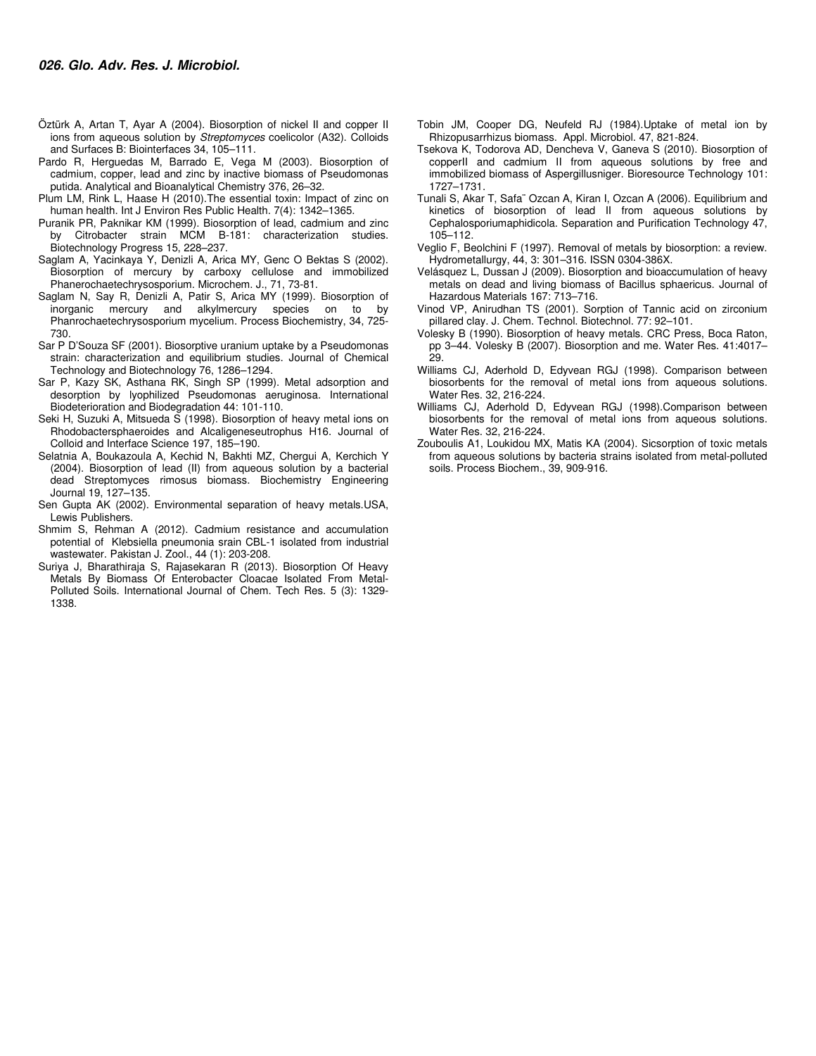Öztürk A, Artan T, Ayar A (2004). Biosorption of nickel II and copper II ions from aqueous solution by *Streptomyces* coelicolor (A32). Colloids and Surfaces B: Biointerfaces 34, 105–111.

Pardo R, Herguedas M, Barrado E, Vega M (2003). Biosorption of cadmium, copper, lead and zinc by inactive biomass of Pseudomonas putida. Analytical and Bioanalytical Chemistry 376, 26–32.

Plum LM, Rink L, Haase H (2010).The essential toxin: Impact of zinc on human health. Int J Environ Res Public Health. 7(4): 1342–1365.

Puranik PR, Paknikar KM (1999). Biosorption of lead, cadmium and zinc by Citrobacter strain MCM B-181: characterization studies. Biotechnology Progress 15, 228–237.

Saglam A, Yacinkaya Y, Denizli A, Arica MY, Genc O Bektas S (2002). Biosorption of mercury by carboxy cellulose and immobilized Phanerochaetechrysosporium. Microchem. J., 71, 73-81.

Saglam N, Say R, Denizli A, Patir S, Arica MY (1999). Biosorption of inorganic mercury and alkylmercury species on to by Phanrochaetechrysosporium mycelium. Process Biochemistry, 34, 725-730.

Sar P D'Souza SF (2001). Biosorptive uranium uptake by a Pseudomonas strain: characterization and equilibrium studies. Journal of Chemical Technology and Biotechnology 76, 1286–1294.

Sar P, Kazy SK, Asthana RK, Singh SP (1999). Metal adsorption and desorption by lyophilized Pseudomonas aeruginosa. International Biodeterioration and Biodegradation 44: 101-110.

Seki H, Suzuki A, Mitsueda S (1998). Biosorption of heavy metal ions on Rhodobactersphaeroides and Alcaligeneseutrophus H16. Journal of Colloid and Interface Science 197, 185–190.

Selatnia A, Boukazoula A, Kechid N, Bakhti MZ, Chergui A, Kerchich Y (2004). Biosorption of lead (II) from aqueous solution by a bacterial dead Streptomyces rimosus biomass. Biochemistry Engineering Journal 19, 127–135.

Sen Gupta AK (2002). Environmental separation of heavy metals.USA, Lewis Publishers.

Shmim S, Rehman A (2012). Cadmium resistance and accumulation potential of Klebsiella pneumonia srain CBL-1 isolated from industrial wastewater. Pakistan J. Zool., 44 (1): 203-208.

Suriya J, Bharathiraja S, Rajasekaran R (2013). Biosorption Of Heavy Metals By Biomass Of Enterobacter Cloacae Isolated From Metal-Polluted Soils. International Journal of Chem. Tech Res. 5 (3): 1329-1338.

Tobin JM, Cooper DG, Neufeld RJ (1984).Uptake of metal ion by Rhizopusarrhizus biomass. Appl. Microbiol. 47, 821-824.

Tsekova K, Todorova AD, Dencheva V, Ganeva S (2010). Biosorption of copperII and cadmium II from aqueous solutions by free and immobilized biomass of Aspergillusniger. Bioresource Technology 101: 1727–1731.

Tunali S, Akar T, Safa¨ Ozcan A, Kiran I, Ozcan A (2006). Equilibrium and kinetics of biosorption of lead II from aqueous solutions by Cephalosporiumaphidicola. Separation and Purification Technology 47, 105–112.

Veglio F, Beolchini F (1997). Removal of metals by biosorption: a review. Hydrometallurgy, 44, 3: 301–316. ISSN 0304-386X.

Velásquez L, Dussan J (2009). Biosorption and bioaccumulation of heavy metals on dead and living biomass of Bacillus sphaericus. Journal of Hazardous Materials 167: 713–716.

Vinod VP, Anirudhan TS (2001). Sorption of Tannic acid on zirconium pillared clay. J. Chem. Technol. Biotechnol. 77: 92–101.

Volesky B (1990). Biosorption of heavy metals. CRC Press, Boca Raton, pp 3–44. Volesky B (2007). Biosorption and me. Water Res. 41:4017–29.

Williams CJ, Aderhold D, Edyvean RGJ (1998). Comparison between biosorbents for the removal of metal ions from aqueous solutions. Water Res. 32, 216-224.

Williams CJ, Aderhold D, Edyvean RGJ (1998).Comparison between biosorbents for the removal of metal ions from aqueous solutions. Water Res. 32, 216-224.

Zouboulis A1, Loukidou MX, Matis KA (2004). Sicsorption of toxic metals from aqueous solutions by bacteria strains isolated from metal-polluted soils. Process Biochem., 39, 909-916.